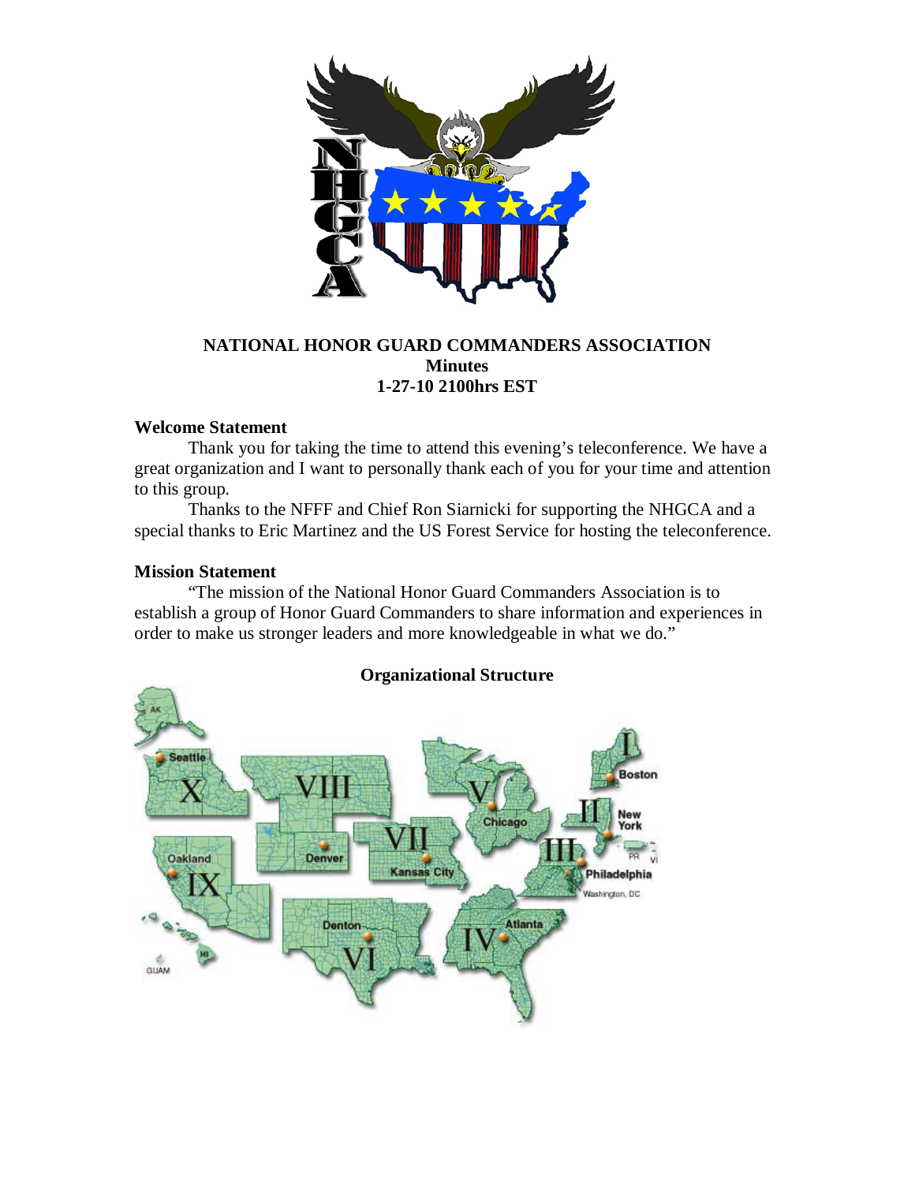# NATIONAL HONOR GUARD COMMANDERS ASSOCIATION

**Minutes**

**1-27-10 2100hrs EST**

### Welcome Statement

Thank you for taking the time to attend this evening's teleconference. We have a great organization and I want to personally thank each of you for your time and attention to this group.

Thanks to the NFFF and Chief Ron Siarnicki for supporting the NHGCA and a special thanks to Eric Martinez and the US Forest Service for hosting the teleconference.

### Mission Statement

"The mission of the National Honor Guard Commanders Association is to establish a group of Honor Guard Commanders to share information and experiences in order to make us stronger leaders and more knowledgeable in what we do."

### Organizational Structure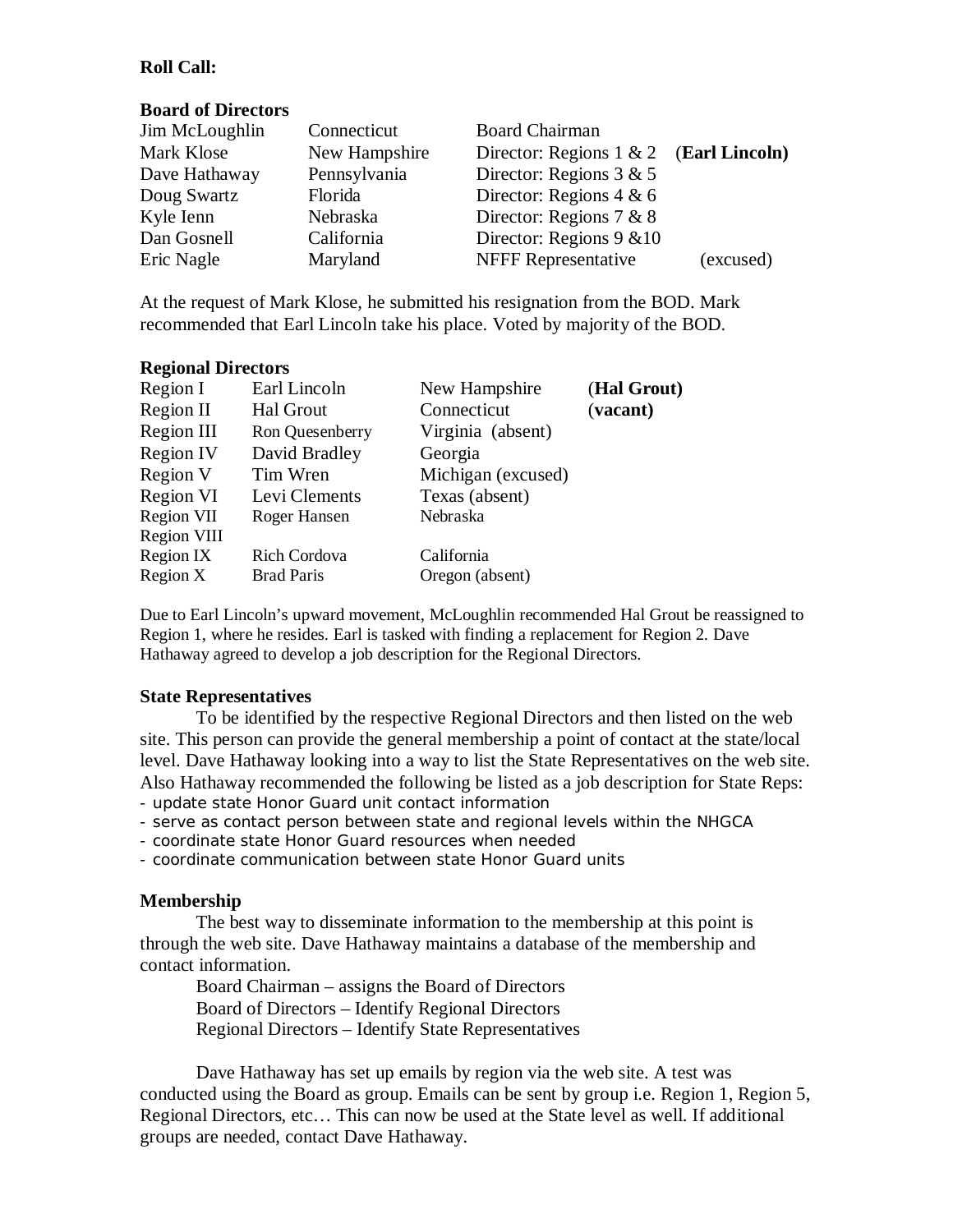**Roll Call:**

**Board of Directors**

| | | | |
|---|---|---|---|
| Jim McLoughlin | Connecticut | Board Chairman | |
| Mark Klose | New Hampshire | Director: Regions 1 & 2 | (**Earl Lincoln**) |
| Dave Hathaway | Pennsylvania | Director: Regions 3 & 5 | |
| Doug Swartz | Florida | Director: Regions 4 & 6 | |
| Kyle Ienn | Nebraska | Director: Regions 7 & 8 | |
| Dan Gosnell | California | Director: Regions 9 &10 | |
| Eric Nagle | Maryland | NFFF Representative | (excused) |

At the request of Mark Klose, he submitted his resignation from the BOD. Mark recommended that Earl Lincoln take his place. Voted by majority of the BOD.

**Regional Directors**

| | | | |
|---|---|---|---|
| Region I | Earl Lincoln | New Hampshire | (**Hal Grout**) |
| Region II | Hal Grout | Connecticut | (**vacant**) |
| Region III | Ron Quesenberry | Virginia (absent) | |
| Region IV | David Bradley | Georgia | |
| Region V | Tim Wren | Michigan (excused) | |
| Region VI | Levi Clements | Texas (absent) | |
| Region VII | Roger Hansen | Nebraska | |
| Region VIII | | | |
| Region IX | Rich Cordova | California | |
| Region X | Brad Paris | Oregon (absent) | |

Due to Earl Lincoln's upward movement, McLoughlin recommended Hal Grout be reassigned to Region 1, where he resides. Earl is tasked with finding a replacement for Region 2. Dave Hathaway agreed to develop a job description for the Regional Directors.

**State Representatives**

To be identified by the respective Regional Directors and then listed on the web site. This person can provide the general membership a point of contact at the state/local level. Dave Hathaway looking into a way to list the State Representatives on the web site. Also Hathaway recommended the following be listed as a job description for State Reps:

- update state Honor Guard unit contact information
- serve as contact person between state and regional levels within the NHGCA
- coordinate state Honor Guard resources when needed
- coordinate communication between state Honor Guard units

**Membership**

The best way to disseminate information to the membership at this point is through the web site. Dave Hathaway maintains a database of the membership and contact information.

Board Chairman – assigns the Board of Directors
Board of Directors – Identify Regional Directors
Regional Directors – Identify State Representatives

Dave Hathaway has set up emails by region via the web site. A test was conducted using the Board as group. Emails can be sent by group i.e. Region 1, Region 5, Regional Directors, etc… This can now be used at the State level as well. If additional groups are needed, contact Dave Hathaway.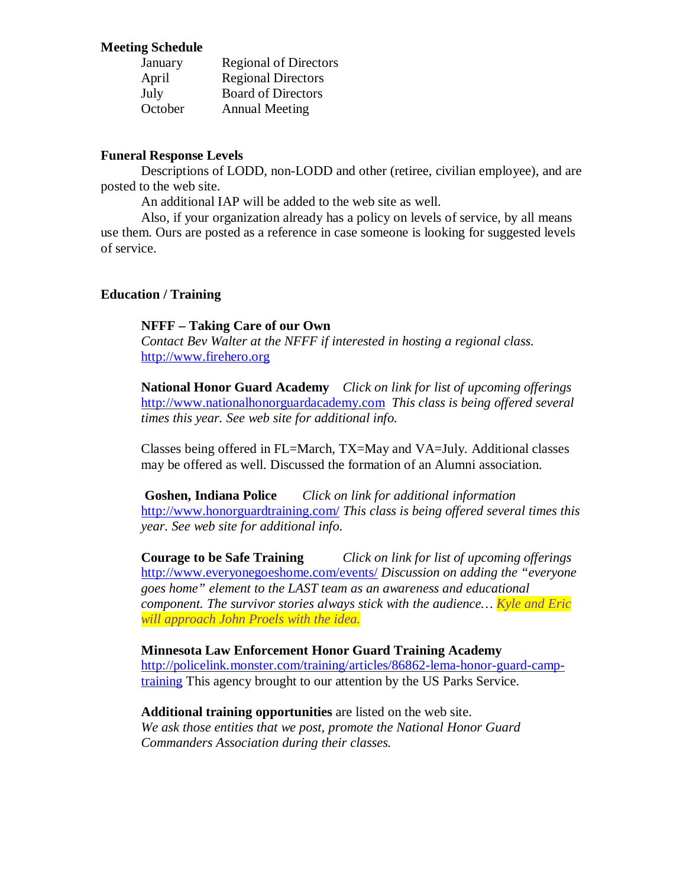**Meeting Schedule**

| | |
|---|---|
| January | Regional of Directors |
| April | Regional Directors |
| July | Board of Directors |
| October | Annual Meeting |

**Funeral Response Levels**

Descriptions of LODD, non-LODD and other (retiree, civilian employee), and are posted to the web site.

An additional IAP will be added to the web site as well.

Also, if your organization already has a policy on levels of service, by all means use them. Ours are posted as a reference in case someone is looking for suggested levels of service.

**Education / Training**

**NFFF – Taking Care of our Own**
*Contact Bev Walter at the NFFF if interested in hosting a regional class.*
http://www.firehero.org

**National Honor Guard Academy** *Click on link for list of upcoming offerings*
http://www.nationalhonorguardacademy.com *This class is being offered several times this year. See web site for additional info.*

Classes being offered in FL=March, TX=May and VA=July. Additional classes may be offered as well. Discussed the formation of an Alumni association.

**Goshen, Indiana Police** *Click on link for additional information*
http://www.honorguardtraining.com/ *This class is being offered several times this year. See web site for additional info.*

**Courage to be Safe Training** *Click on link for list of upcoming offerings*
http://www.everyonegoeshome.com/events/ *Discussion on adding the "everyone goes home" element to the LAST team as an awareness and educational component. The survivor stories always stick with the audience… Kyle and Eric will approach John Proels with the idea.*

**Minnesota Law Enforcement Honor Guard Training Academy**
http://policelink.monster.com/training/articles/86862-lema-honor-guard-camp-training This agency brought to our attention by the US Parks Service.

**Additional training opportunities** are listed on the web site.
*We ask those entities that we post, promote the National Honor Guard Commanders Association during their classes.*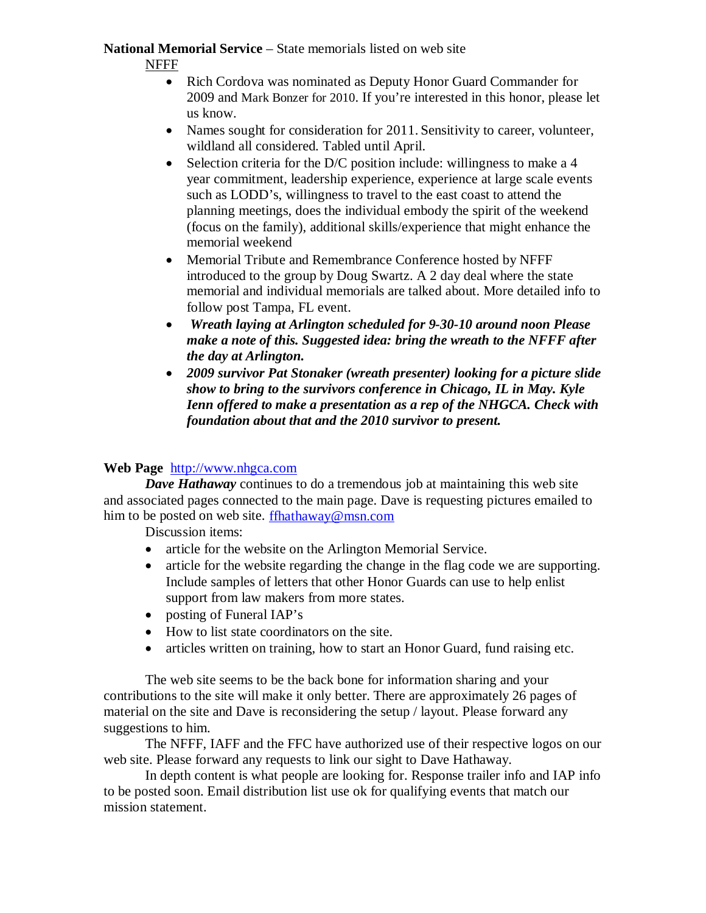**National Memorial Service** – State memorials listed on web site

NFFF

- Rich Cordova was nominated as Deputy Honor Guard Commander for 2009 and Mark Bonzer for 2010. If you're interested in this honor, please let us know.
- Names sought for consideration for 2011. Sensitivity to career, volunteer, wildland all considered. Tabled until April.
- Selection criteria for the D/C position include: willingness to make a 4 year commitment, leadership experience, experience at large scale events such as LODD's, willingness to travel to the east coast to attend the planning meetings, does the individual embody the spirit of the weekend (focus on the family), additional skills/experience that might enhance the memorial weekend
- Memorial Tribute and Remembrance Conference hosted by NFFF introduced to the group by Doug Swartz. A 2 day deal where the state memorial and individual memorials are talked about. More detailed info to follow post Tampa, FL event.
- ***Wreath laying at Arlington scheduled for 9-30-10 around noon Please make a note of this. Suggested idea: bring the wreath to the NFFF after the day at Arlington.***
- ***2009 survivor Pat Stonaker (wreath presenter) looking for a picture slide show to bring to the survivors conference in Chicago, IL in May. Kyle Ienn offered to make a presentation as a rep of the NHGCA. Check with foundation about that and the 2010 survivor to present.***

**Web Page** http://www.nhgca.com

***Dave Hathaway*** continues to do a tremendous job at maintaining this web site and associated pages connected to the main page. Dave is requesting pictures emailed to him to be posted on web site. ffhathaway@msn.com

Discussion items:

- article for the website on the Arlington Memorial Service.
- article for the website regarding the change in the flag code we are supporting. Include samples of letters that other Honor Guards can use to help enlist support from law makers from more states.
- posting of Funeral IAP's
- How to list state coordinators on the site.
- articles written on training, how to start an Honor Guard, fund raising etc.

The web site seems to be the back bone for information sharing and your contributions to the site will make it only better. There are approximately 26 pages of material on the site and Dave is reconsidering the setup / layout. Please forward any suggestions to him.

The NFFF, IAFF and the FFC have authorized use of their respective logos on our web site. Please forward any requests to link our sight to Dave Hathaway.

In depth content is what people are looking for. Response trailer info and IAP info to be posted soon. Email distribution list use ok for qualifying events that match our mission statement.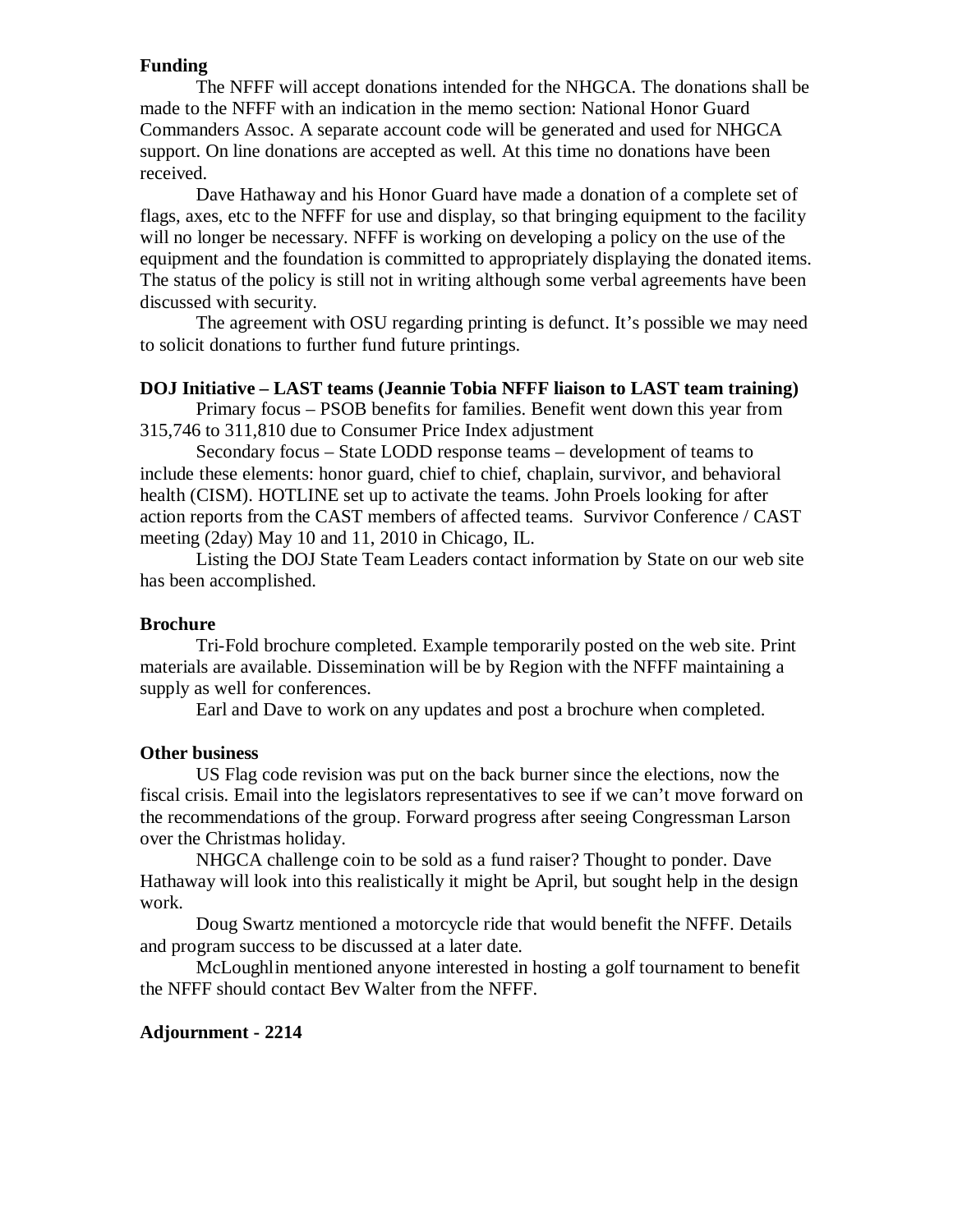**Funding**

The NFFF will accept donations intended for the NHGCA. The donations shall be made to the NFFF with an indication in the memo section: National Honor Guard Commanders Assoc. A separate account code will be generated and used for NHGCA support. On line donations are accepted as well. At this time no donations have been received.

Dave Hathaway and his Honor Guard have made a donation of a complete set of flags, axes, etc to the NFFF for use and display, so that bringing equipment to the facility will no longer be necessary. NFFF is working on developing a policy on the use of the equipment and the foundation is committed to appropriately displaying the donated items. The status of the policy is still not in writing although some verbal agreements have been discussed with security.

The agreement with OSU regarding printing is defunct. It's possible we may need to solicit donations to further fund future printings.

**DOJ Initiative – LAST teams (Jeannie Tobia NFFF liaison to LAST team training)**

Primary focus – PSOB benefits for families. Benefit went down this year from 315,746 to 311,810 due to Consumer Price Index adjustment

Secondary focus – State LODD response teams – development of teams to include these elements: honor guard, chief to chief, chaplain, survivor, and behavioral health (CISM). HOTLINE set up to activate the teams. John Proels looking for after action reports from the CAST members of affected teams. Survivor Conference / CAST meeting (2day) May 10 and 11, 2010 in Chicago, IL.

Listing the DOJ State Team Leaders contact information by State on our web site has been accomplished.

**Brochure**

Tri-Fold brochure completed. Example temporarily posted on the web site. Print materials are available. Dissemination will be by Region with the NFFF maintaining a supply as well for conferences.

Earl and Dave to work on any updates and post a brochure when completed.

**Other business**

US Flag code revision was put on the back burner since the elections, now the fiscal crisis. Email into the legislators representatives to see if we can't move forward on the recommendations of the group. Forward progress after seeing Congressman Larson over the Christmas holiday.

NHGCA challenge coin to be sold as a fund raiser? Thought to ponder. Dave Hathaway will look into this realistically it might be April, but sought help in the design work.

Doug Swartz mentioned a motorcycle ride that would benefit the NFFF. Details and program success to be discussed at a later date.

McLoughlin mentioned anyone interested in hosting a golf tournament to benefit the NFFF should contact Bev Walter from the NFFF.

**Adjournment - 2214**